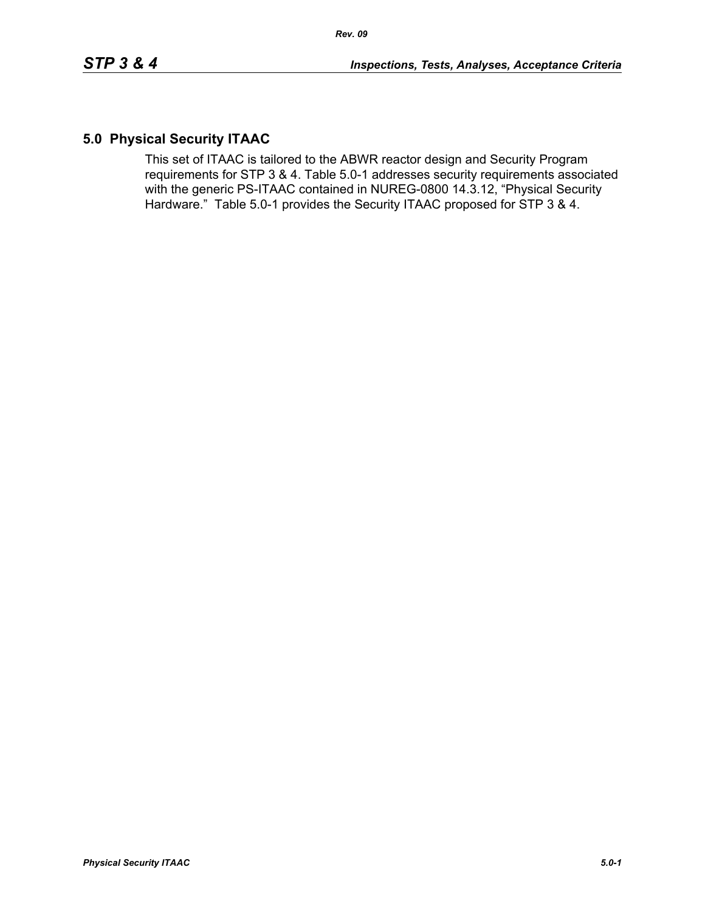## 5.0 Physical Security ITAAC

This set of ITAAC is tailored to the ABWR reactor design and Security Program requirements for STP 3 & 4. Table 5.0-1 addresses security requirements associated with the generic PS-ITAAC contained in NUREG-0800 14.3.12, "Physical Security Hardware." Table 5.0-1 provides the Security ITAAC proposed for STP 3 & 4.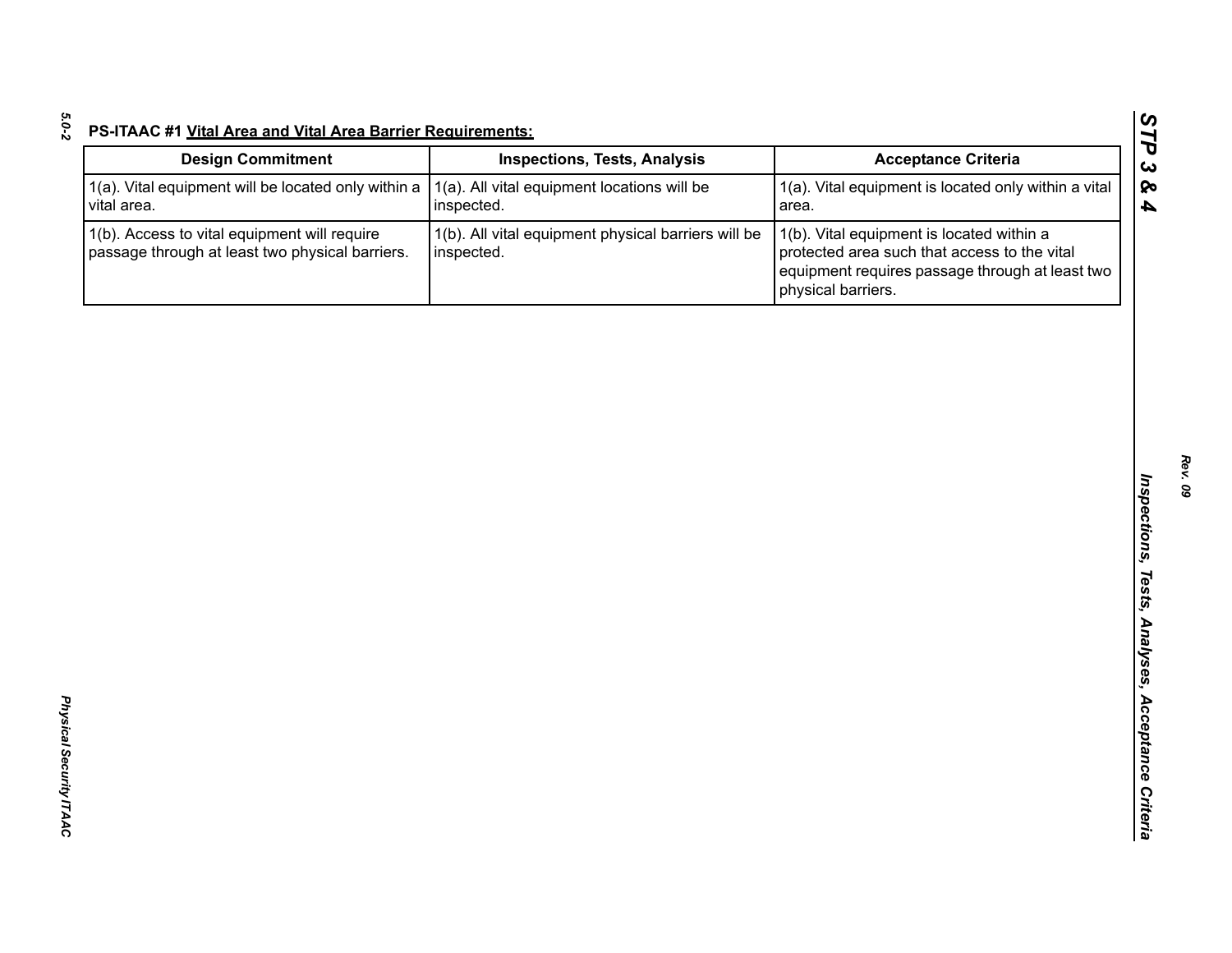**PS-ITAAC #1 Vital Area and Vital Area Barrier Requirements:**

| Design Commitment | Inspections, Tests, Analysis | Acceptance Criteria |
|---|---|---|
| 1(a). Vital equipment will be located only within a vital area. | 1(a). All vital equipment locations will be inspected. | 1(a). Vital equipment is located only within a vital area. |
| 1(b). Access to vital equipment will require passage through at least two physical barriers. | 1(b). All vital equipment physical barriers will be inspected. | 1(b). Vital equipment is located within a protected area such that access to the vital equipment requires passage through at least two physical barriers. |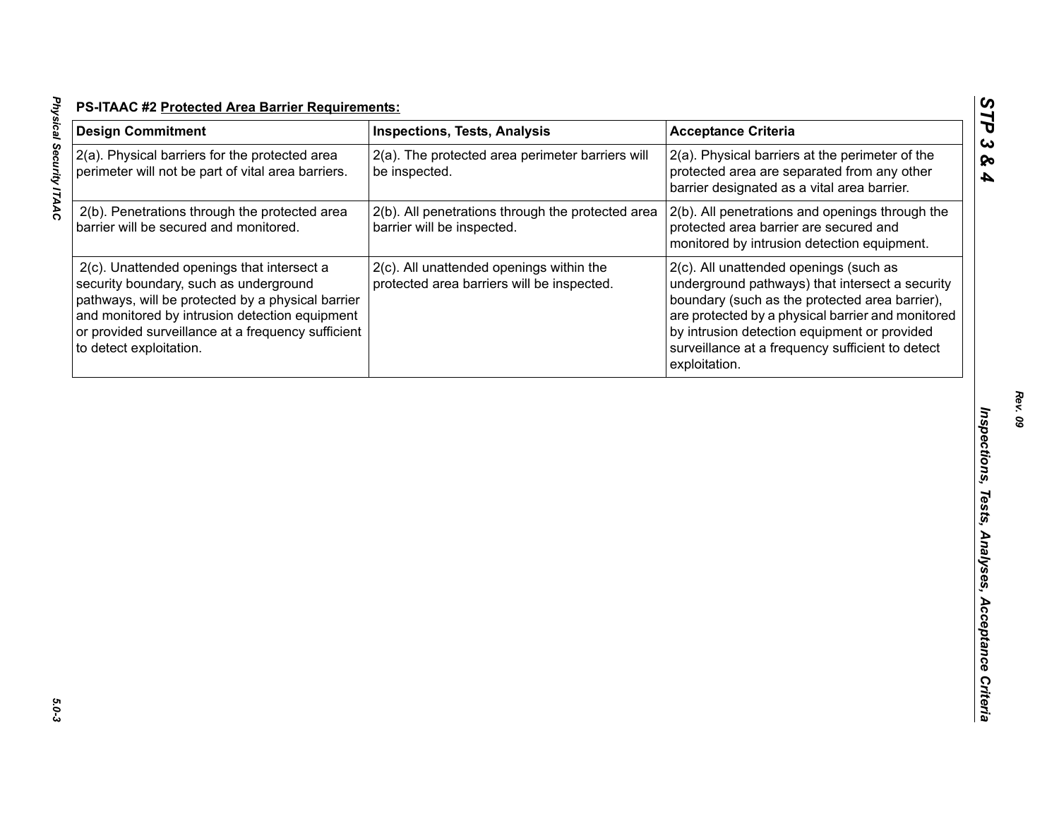**PS-ITAAC #2 Protected Area Barrier Requirements:**

| Design Commitment | Inspections, Tests, Analysis | Acceptance Criteria |
|---|---|---|
| 2(a). Physical barriers for the protected area perimeter will not be part of vital area barriers. | 2(a). The protected area perimeter barriers will be inspected. | 2(a). Physical barriers at the perimeter of the protected area are separated from any other barrier designated as a vital area barrier. |
| 2(b). Penetrations through the protected area barrier will be secured and monitored. | 2(b). All penetrations through the protected area barrier will be inspected. | 2(b). All penetrations and openings through the protected area barrier are secured and monitored by intrusion detection equipment. |
| 2(c). Unattended openings that intersect a security boundary, such as underground pathways, will be protected by a physical barrier and monitored by intrusion detection equipment or provided surveillance at a frequency sufficient to detect exploitation. | 2(c). All unattended openings within the protected area barriers will be inspected. | 2(c). All unattended openings (such as underground pathways) that intersect a security boundary (such as the protected area barrier), are protected by a physical barrier and monitored by intrusion detection equipment or provided surveillance at a frequency sufficient to detect exploitation. |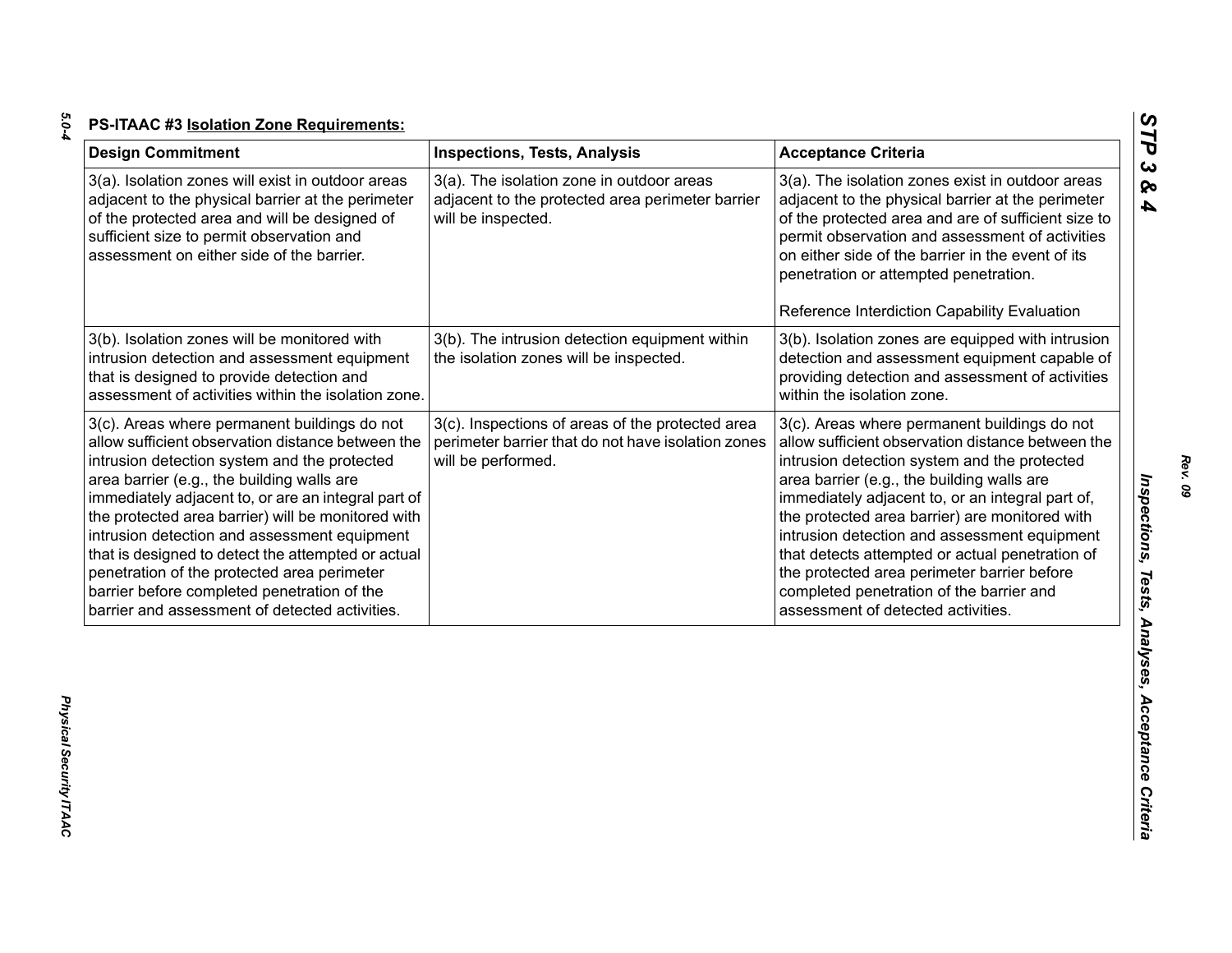**PS-ITAAC #3 Isolation Zone Requirements:**

| Design Commitment | Inspections, Tests, Analysis | Acceptance Criteria |
|---|---|---|
| 3(a). Isolation zones will exist in outdoor areas adjacent to the physical barrier at the perimeter of the protected area and will be designed of sufficient size to permit observation and assessment on either side of the barrier. | 3(a). The isolation zone in outdoor areas adjacent to the protected area perimeter barrier will be inspected. | 3(a). The isolation zones exist in outdoor areas adjacent to the physical barrier at the perimeter of the protected area and are of sufficient size to permit observation and assessment of activities on either side of the barrier in the event of its penetration or attempted penetration.<br><br>Reference Interdiction Capability Evaluation |
| 3(b). Isolation zones will be monitored with intrusion detection and assessment equipment that is designed to provide detection and assessment of activities within the isolation zone. | 3(b). The intrusion detection equipment within the isolation zones will be inspected. | 3(b). Isolation zones are equipped with intrusion detection and assessment equipment capable of providing detection and assessment of activities within the isolation zone. |
| 3(c). Areas where permanent buildings do not allow sufficient observation distance between the intrusion detection system and the protected area barrier (e.g., the building walls are immediately adjacent to, or are an integral part of the protected area barrier) will be monitored with intrusion detection and assessment equipment that is designed to detect the attempted or actual penetration of the protected area perimeter barrier before completed penetration of the barrier and assessment of detected activities. | 3(c). Inspections of areas of the protected area perimeter barrier that do not have isolation zones will be performed. | 3(c). Areas where permanent buildings do not allow sufficient observation distance between the intrusion detection system and the protected area barrier (e.g., the building walls are immediately adjacent to, or an integral part of, the protected area barrier) are monitored with intrusion detection and assessment equipment that detects attempted or actual penetration of the protected area perimeter barrier before completed penetration of the barrier and assessment of detected activities. |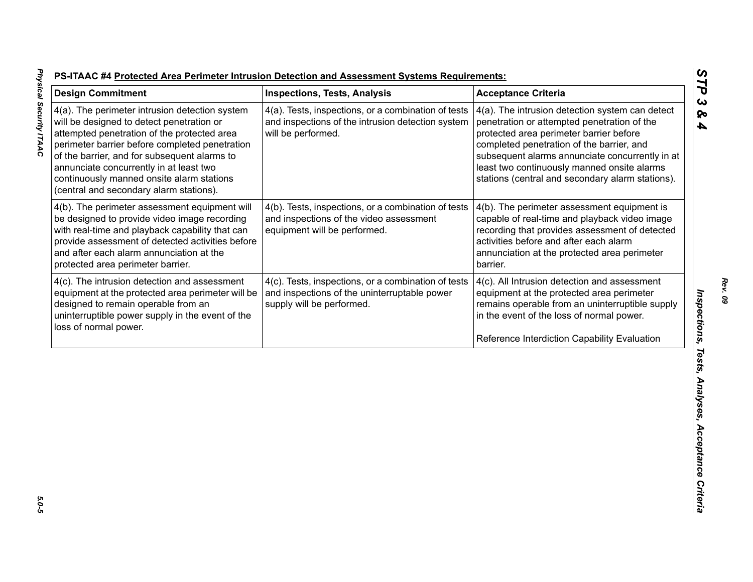**PS-ITAAC #4 Protected Area Perimeter Intrusion Detection and Assessment Systems Requirements:**

| Design Commitment | Inspections, Tests, Analysis | Acceptance Criteria |
|---|---|---|
| 4(a). The perimeter intrusion detection system will be designed to detect penetration or attempted penetration of the protected area perimeter barrier before completed penetration of the barrier, and for subsequent alarms to annunciate concurrently in at least two continuously manned onsite alarm stations (central and secondary alarm stations). | 4(a). Tests, inspections, or a combination of tests and inspections of the intrusion detection system will be performed. | 4(a). The intrusion detection system can detect penetration or attempted penetration of the protected area perimeter barrier before completed penetration of the barrier, and subsequent alarms annunciate concurrently in at least two continuously manned onsite alarms stations (central and secondary alarm stations). |
| 4(b). The perimeter assessment equipment will be designed to provide video image recording with real-time and playback capability that can provide assessment of detected activities before and after each alarm annunciation at the protected area perimeter barrier. | 4(b). Tests, inspections, or a combination of tests and inspections of the video assessment equipment will be performed. | 4(b). The perimeter assessment equipment is capable of real-time and playback video image recording that provides assessment of detected activities before and after each alarm annunciation at the protected area perimeter barrier. |
| 4(c). The intrusion detection and assessment equipment at the protected area perimeter will be designed to remain operable from an uninterruptible power supply in the event of the loss of normal power. | 4(c). Tests, inspections, or a combination of tests and inspections of the uninterruptable power supply will be performed. | 4(c). All Intrusion detection and assessment equipment at the protected area perimeter remains operable from an uninterruptible supply in the event of the loss of normal power.<br><br>Reference Interdiction Capability Evaluation |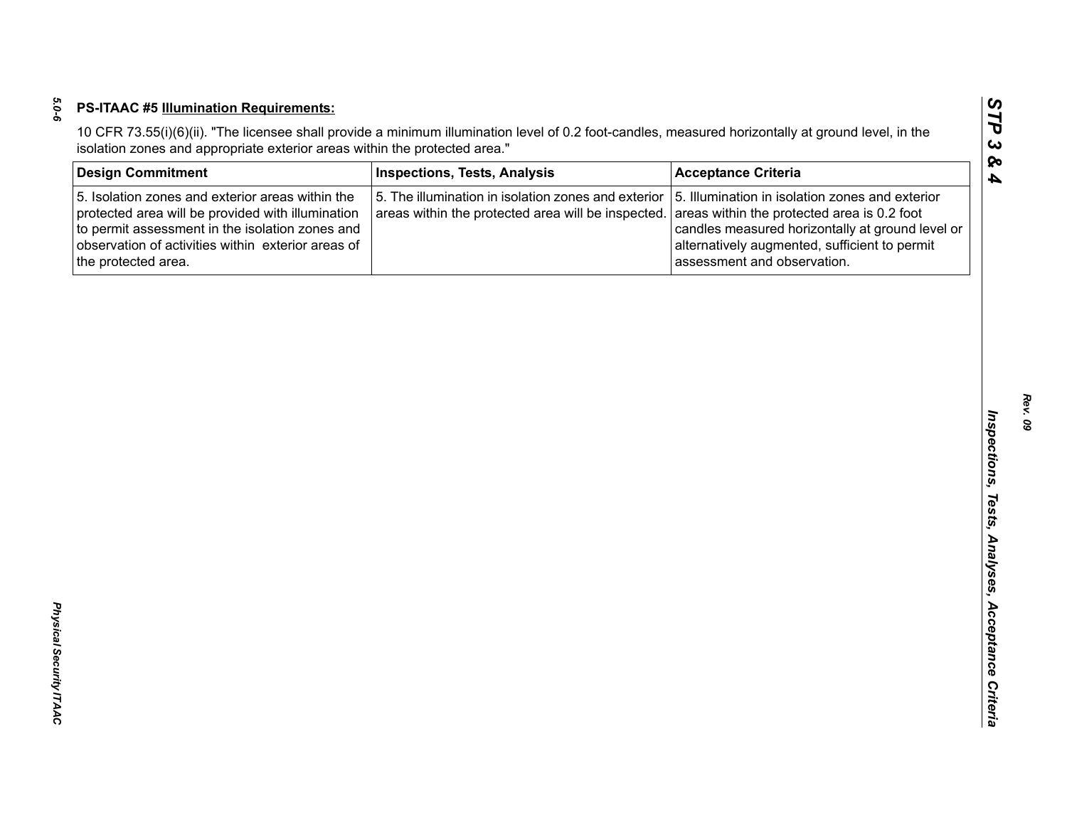**PS-ITAAC #5 Illumination Requirements:**

10 CFR 73.55(i)(6)(ii). "The licensee shall provide a minimum illumination level of 0.2 foot-candles, measured horizontally at ground level, in the isolation zones and appropriate exterior areas within the protected area."

| Design Commitment | Inspections, Tests, Analysis | Acceptance Criteria |
|---|---|---|
| 5. Isolation zones and exterior areas within the protected area will be provided with illumination to permit assessment in the isolation zones and observation of activities within exterior areas of the protected area. | 5. The illumination in isolation zones and exterior areas within the protected area will be inspected. | 5. Illumination in isolation zones and exterior areas within the protected area is 0.2 foot candles measured horizontally at ground level or alternatively augmented, sufficient to permit assessment and observation. |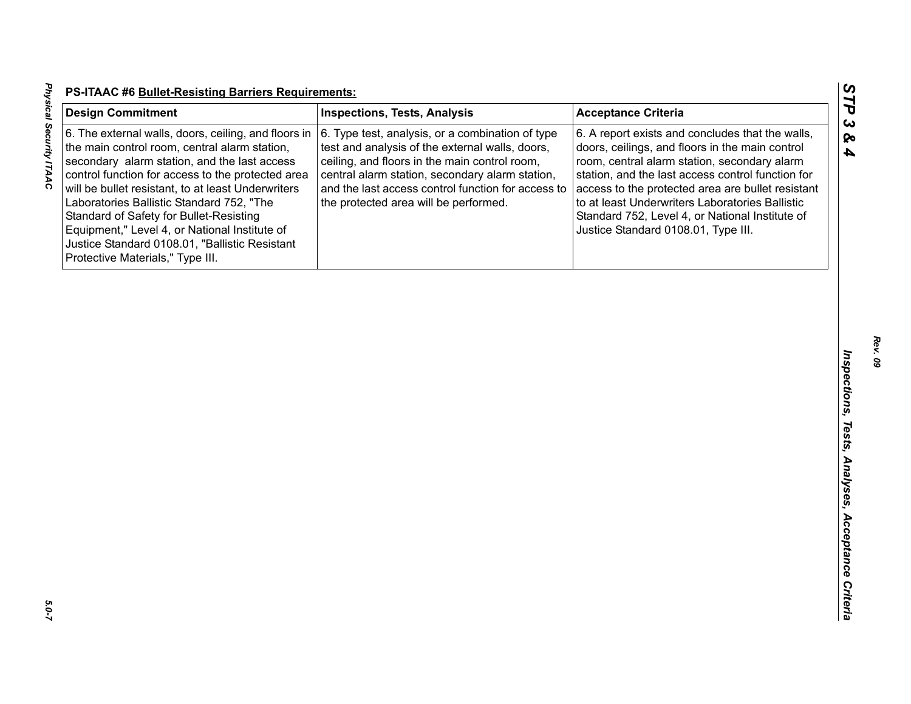**PS-ITAAC #6 Bullet-Resisting Barriers Requirements:**

| Design Commitment | Inspections, Tests, Analysis | Acceptance Criteria |
|---|---|---|
| 6. The external walls, doors, ceiling, and floors in the main control room, central alarm station, secondary alarm station, and the last access control function for access to the protected area will be bullet resistant, to at least Underwriters Laboratories Ballistic Standard 752, "The Standard of Safety for Bullet-Resisting Equipment," Level 4, or National Institute of Justice Standard 0108.01, "Ballistic Resistant Protective Materials," Type III. | 6. Type test, analysis, or a combination of type test and analysis of the external walls, doors, ceiling, and floors in the main control room, central alarm station, secondary alarm station, and the last access control function for access to the protected area will be performed. | 6. A report exists and concludes that the walls, doors, ceilings, and floors in the main control room, central alarm station, secondary alarm station, and the last access control function for access to the protected area are bullet resistant to at least Underwriters Laboratories Ballistic Standard 752, Level 4, or National Institute of Justice Standard 0108.01, Type III. |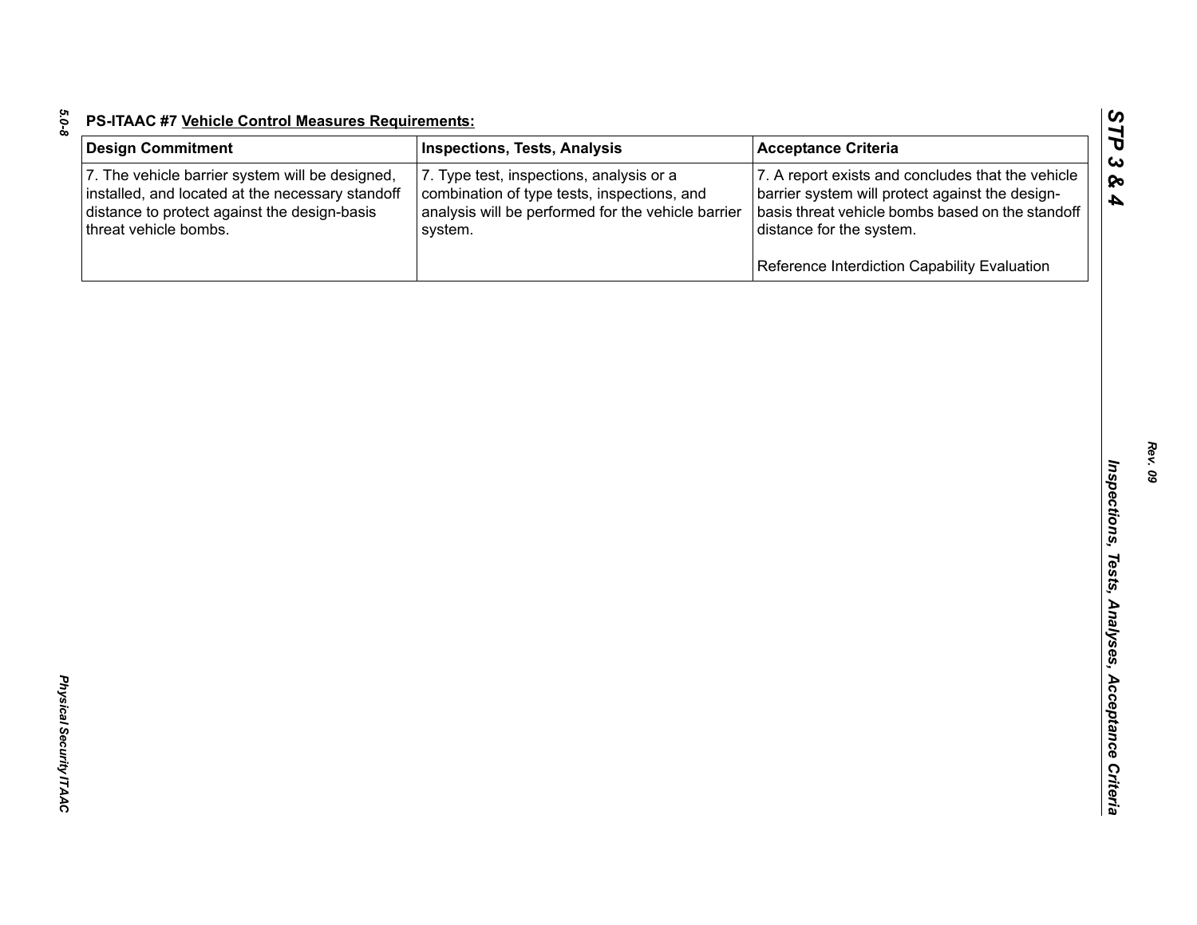**PS-ITAAC #7 Vehicle Control Measures Requirements:**

| Design Commitment | Inspections, Tests, Analysis | Acceptance Criteria |
|---|---|---|
| 7. The vehicle barrier system will be designed, installed, and located at the necessary standoff distance to protect against the design-basis threat vehicle bombs. | 7. Type test, inspections, analysis or a combination of type tests, inspections, and analysis will be performed for the vehicle barrier system. | 7. A report exists and concludes that the vehicle barrier system will protect against the design-basis threat vehicle bombs based on the standoff distance for the system.<br><br>Reference Interdiction Capability Evaluation |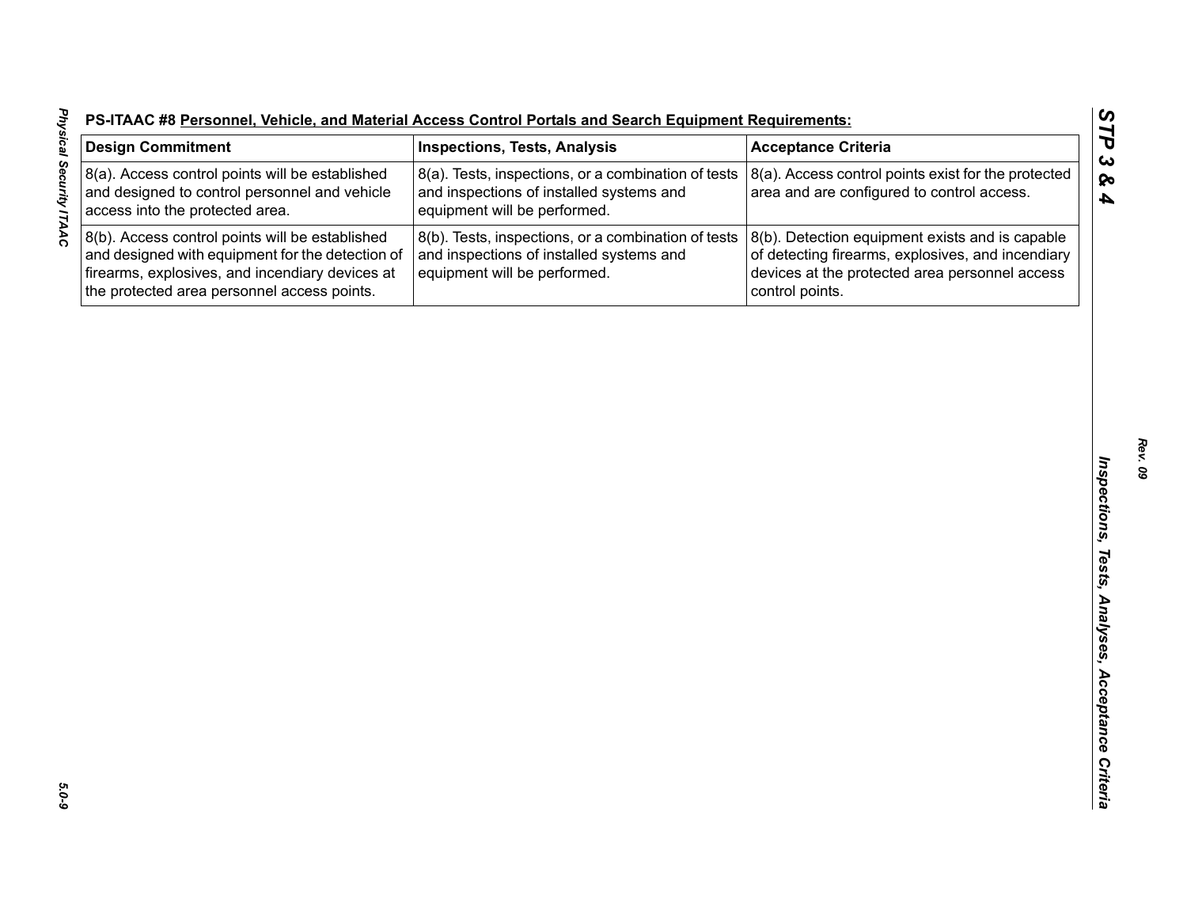**PS-ITAAC #8 Personnel, Vehicle, and Material Access Control Portals and Search Equipment Requirements:**

| Design Commitment | Inspections, Tests, Analysis | Acceptance Criteria |
|---|---|---|
| 8(a). Access control points will be established and designed to control personnel and vehicle access into the protected area. | 8(a). Tests, inspections, or a combination of tests and inspections of installed systems and equipment will be performed. | 8(a). Access control points exist for the protected area and are configured to control access. |
| 8(b). Access control points will be established and designed with equipment for the detection of firearms, explosives, and incendiary devices at the protected area personnel access points. | 8(b). Tests, inspections, or a combination of tests and inspections of installed systems and equipment will be performed. | 8(b). Detection equipment exists and is capable of detecting firearms, explosives, and incendiary devices at the protected area personnel access control points. |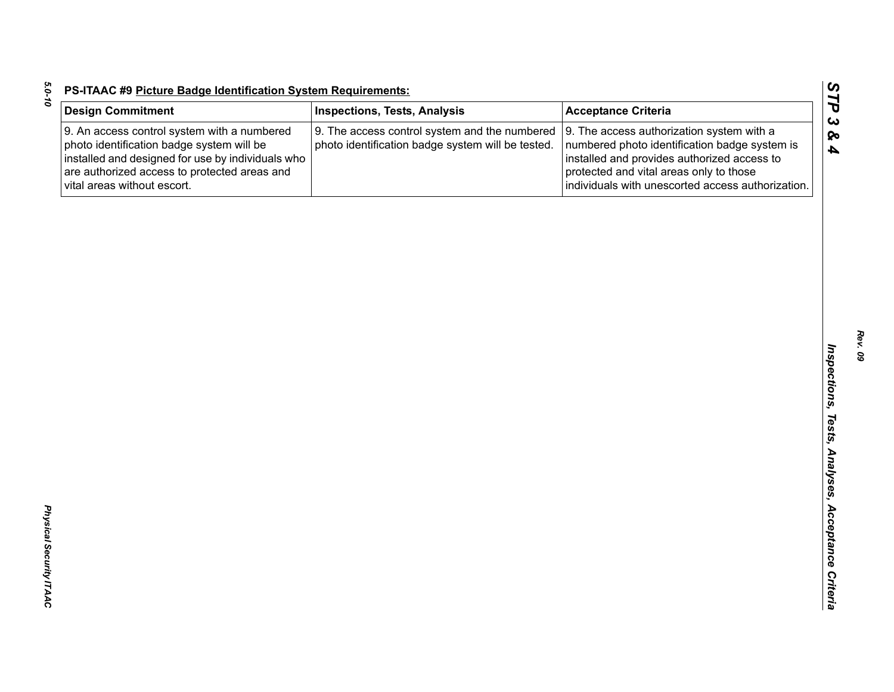**PS-ITAAC #9 Picture Badge Identification System Requirements:**

| Design Commitment | Inspections, Tests, Analysis | Acceptance Criteria |
|---|---|---|
| 9. An access control system with a numbered photo identification badge system will be installed and designed for use by individuals who are authorized access to protected areas and vital areas without escort. | 9. The access control system and the numbered photo identification badge system will be tested. | 9. The access authorization system with a numbered photo identification badge system is installed and provides authorized access to protected and vital areas only to those individuals with unescorted access authorization. |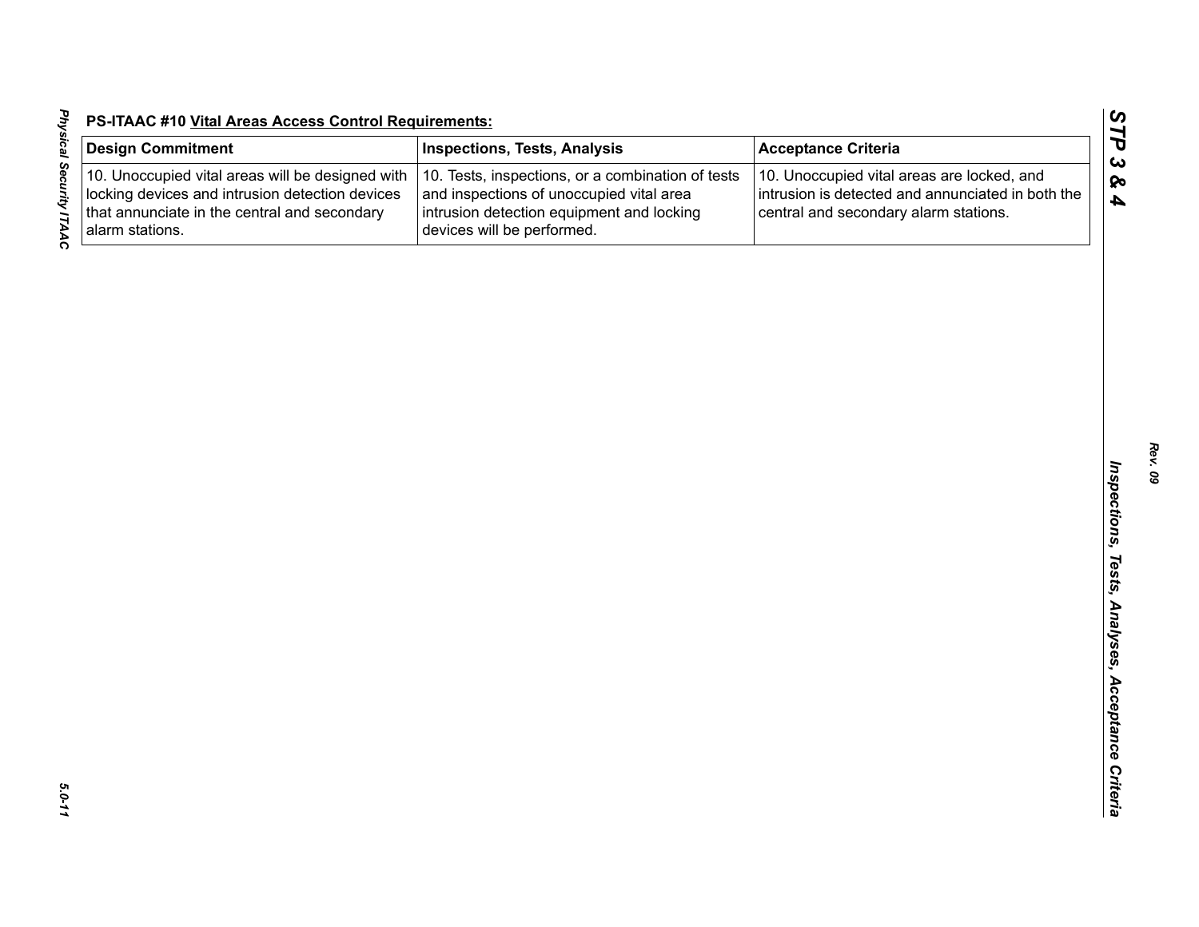**PS-ITAAC #10 Vital Areas Access Control Requirements:**

| Design Commitment | Inspections, Tests, Analysis | Acceptance Criteria |
|---|---|---|
| 10. Unoccupied vital areas will be designed with locking devices and intrusion detection devices that annunciate in the central and secondary alarm stations. | 10. Tests, inspections, or a combination of tests and inspections of unoccupied vital area intrusion detection equipment and locking devices will be performed. | 10. Unoccupied vital areas are locked, and intrusion is detected and annunciated in both the central and secondary alarm stations. |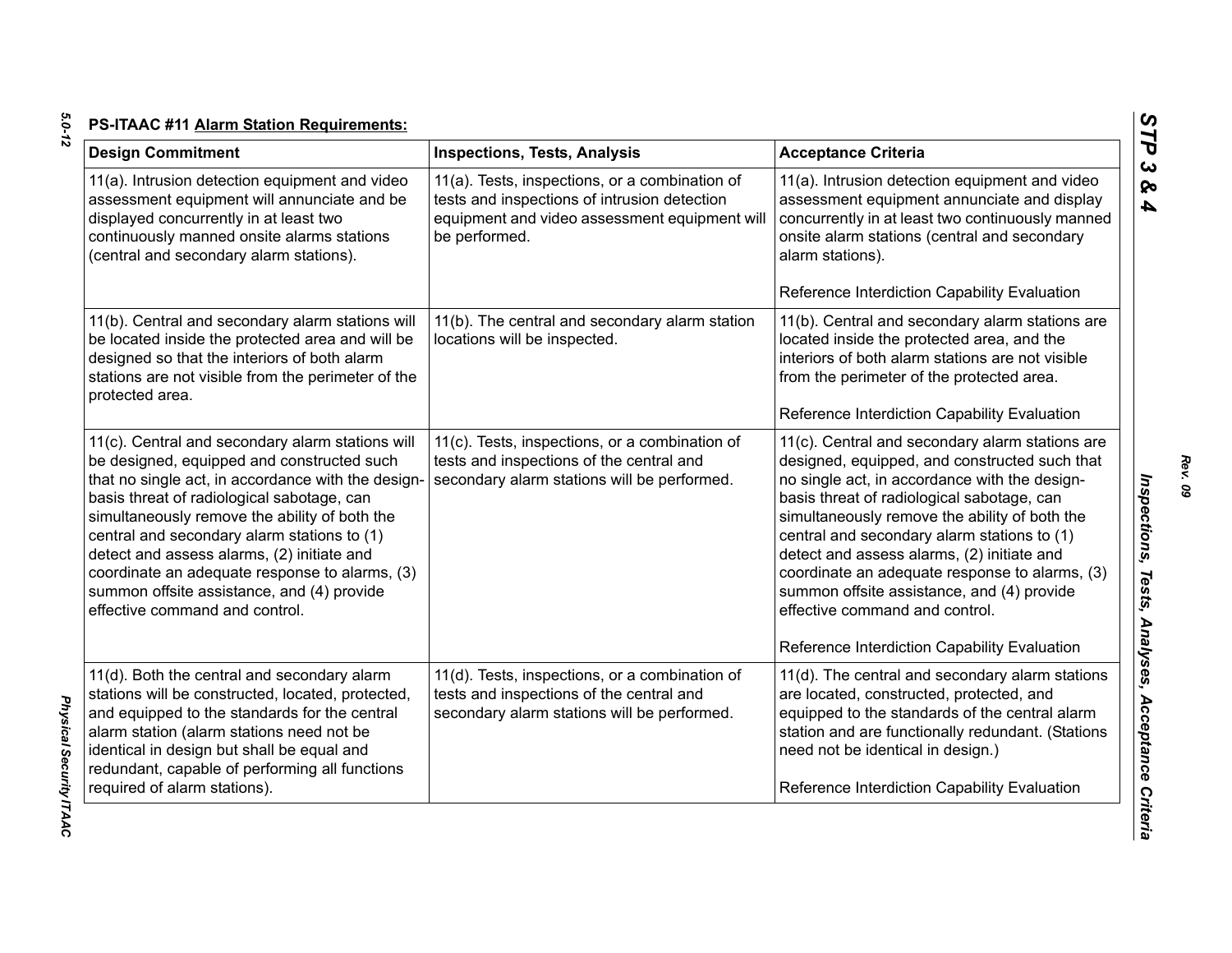**PS-ITAAC #11 Alarm Station Requirements:**

| Design Commitment | Inspections, Tests, Analysis | Acceptance Criteria |
|---|---|---|
| 11(a). Intrusion detection equipment and video assessment equipment will annunciate and be displayed concurrently in at least two continuously manned onsite alarms stations (central and secondary alarm stations). | 11(a). Tests, inspections, or a combination of tests and inspections of intrusion detection equipment and video assessment equipment will be performed. | 11(a). Intrusion detection equipment and video assessment equipment annunciate and display concurrently in at least two continuously manned onsite alarm stations (central and secondary alarm stations).<br><br>Reference Interdiction Capability Evaluation |
| 11(b). Central and secondary alarm stations will be located inside the protected area and will be designed so that the interiors of both alarm stations are not visible from the perimeter of the protected area. | 11(b). The central and secondary alarm station locations will be inspected. | 11(b). Central and secondary alarm stations are located inside the protected area, and the interiors of both alarm stations are not visible from the perimeter of the protected area.<br><br>Reference Interdiction Capability Evaluation |
| 11(c). Central and secondary alarm stations will be designed, equipped and constructed such that no single act, in accordance with the design-basis threat of radiological sabotage, can simultaneously remove the ability of both the central and secondary alarm stations to (1) detect and assess alarms, (2) initiate and coordinate an adequate response to alarms, (3) summon offsite assistance, and (4) provide effective command and control. | 11(c). Tests, inspections, or a combination of tests and inspections of the central and secondary alarm stations will be performed. | 11(c). Central and secondary alarm stations are designed, equipped, and constructed such that no single act, in accordance with the design-basis threat of radiological sabotage, can simultaneously remove the ability of both the central and secondary alarm stations to (1) detect and assess alarms, (2) initiate and coordinate an adequate response to alarms, (3) summon offsite assistance, and (4) provide effective command and control.<br><br>Reference Interdiction Capability Evaluation |
| 11(d). Both the central and secondary alarm stations will be constructed, located, protected, and equipped to the standards for the central alarm station (alarm stations need not be identical in design but shall be equal and redundant, capable of performing all functions required of alarm stations). | 11(d). Tests, inspections, or a combination of tests and inspections of the central and secondary alarm stations will be performed. | 11(d). The central and secondary alarm stations are located, constructed, protected, and equipped to the standards of the central alarm station and are functionally redundant. (Stations need not be identical in design.)<br><br>Reference Interdiction Capability Evaluation |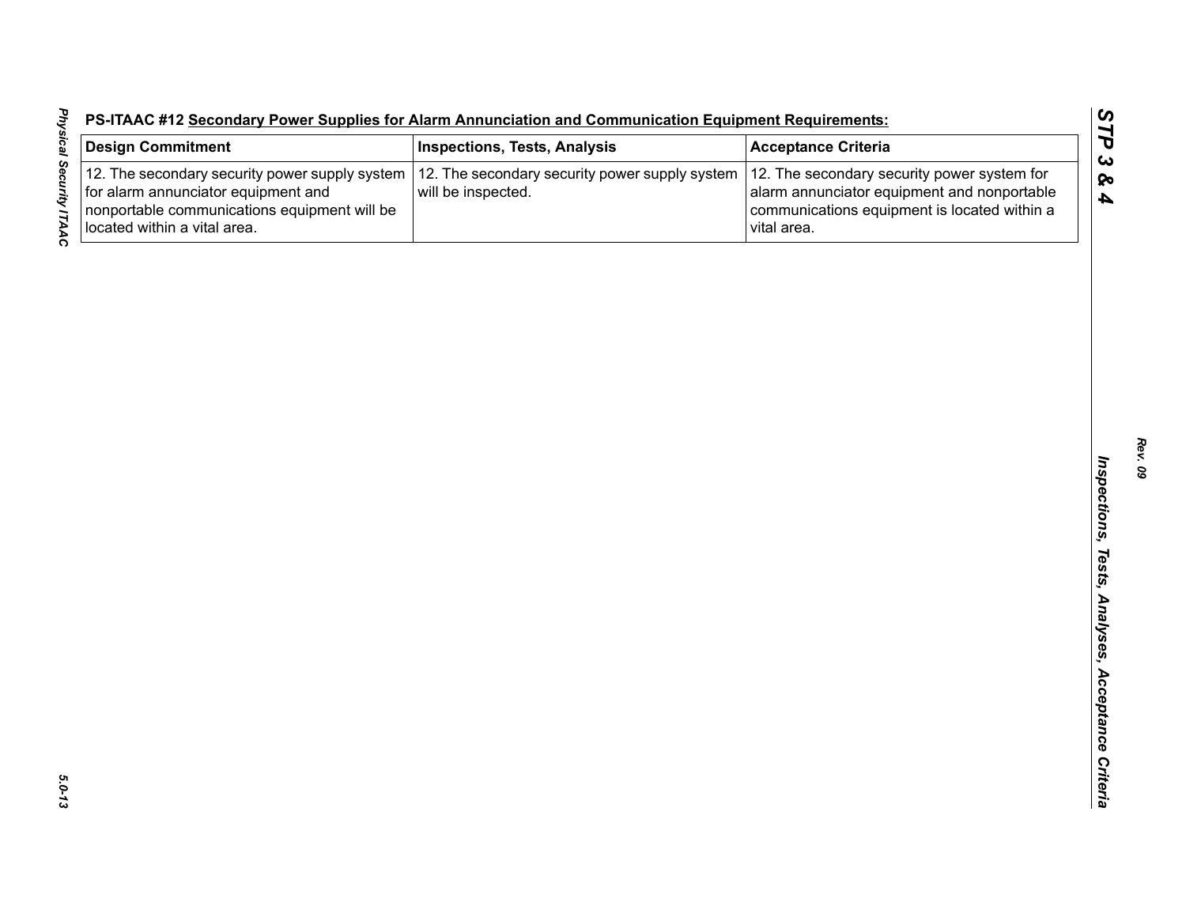**PS-ITAAC #12 Secondary Power Supplies for Alarm Annunciation and Communication Equipment Requirements:**

| Design Commitment | Inspections, Tests, Analysis | Acceptance Criteria |
| --- | --- | --- |
| 12. The secondary security power supply system for alarm annunciator equipment and nonportable communications equipment will be located within a vital area. | 12. The secondary security power supply system will be inspected. | 12. The secondary security power system for alarm annunciator equipment and nonportable communications equipment is located within a vital area. |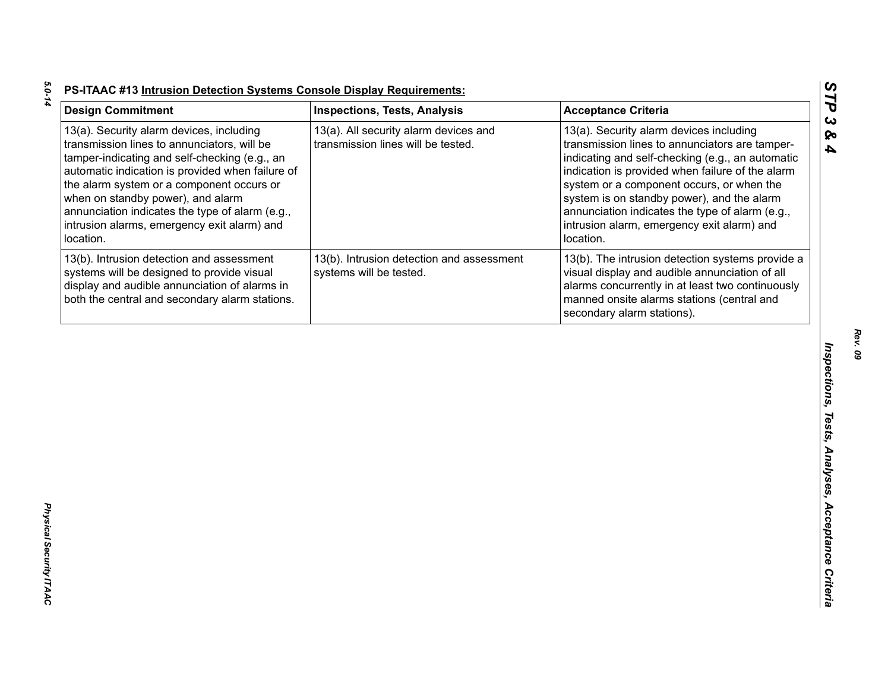**PS-ITAAC #13 Intrusion Detection Systems Console Display Requirements:**

| Design Commitment | Inspections, Tests, Analysis | Acceptance Criteria |
|---|---|---|
| 13(a). Security alarm devices, including transmission lines to annunciators, will be tamper-indicating and self-checking (e.g., an automatic indication is provided when failure of the alarm system or a component occurs or when on standby power), and alarm annunciation indicates the type of alarm (e.g., intrusion alarms, emergency exit alarm) and location. | 13(a). All security alarm devices and transmission lines will be tested. | 13(a). Security alarm devices including transmission lines to annunciators are tamper-indicating and self-checking (e.g., an automatic indication is provided when failure of the alarm system or a component occurs, or when the system is on standby power), and the alarm annunciation indicates the type of alarm (e.g., intrusion alarm, emergency exit alarm) and location. |
| 13(b). Intrusion detection and assessment systems will be designed to provide visual display and audible annunciation of alarms in both the central and secondary alarm stations. | 13(b). Intrusion detection and assessment systems will be tested. | 13(b). The intrusion detection systems provide a visual display and audible annunciation of all alarms concurrently in at least two continuously manned onsite alarms stations (central and secondary alarm stations). |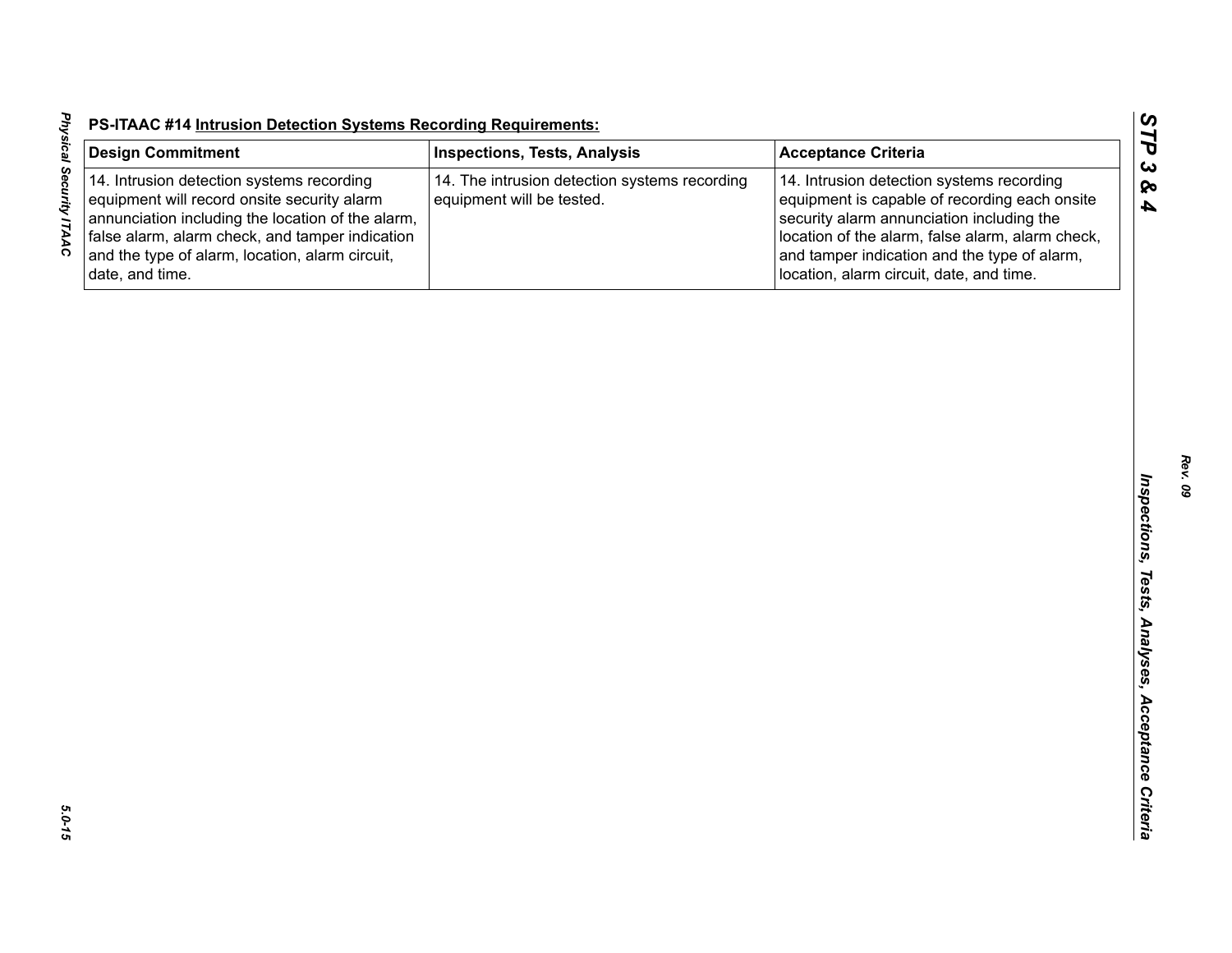**PS-ITAAC #14 Intrusion Detection Systems Recording Requirements:**

| Design Commitment | Inspections, Tests, Analysis | Acceptance Criteria |
|---|---|---|
| 14. Intrusion detection systems recording equipment will record onsite security alarm annunciation including the location of the alarm, false alarm, alarm check, and tamper indication and the type of alarm, location, alarm circuit, date, and time. | 14. The intrusion detection systems recording equipment will be tested. | 14. Intrusion detection systems recording equipment is capable of recording each onsite security alarm annunciation including the location of the alarm, false alarm, alarm check, and tamper indication and the type of alarm, location, alarm circuit, date, and time. |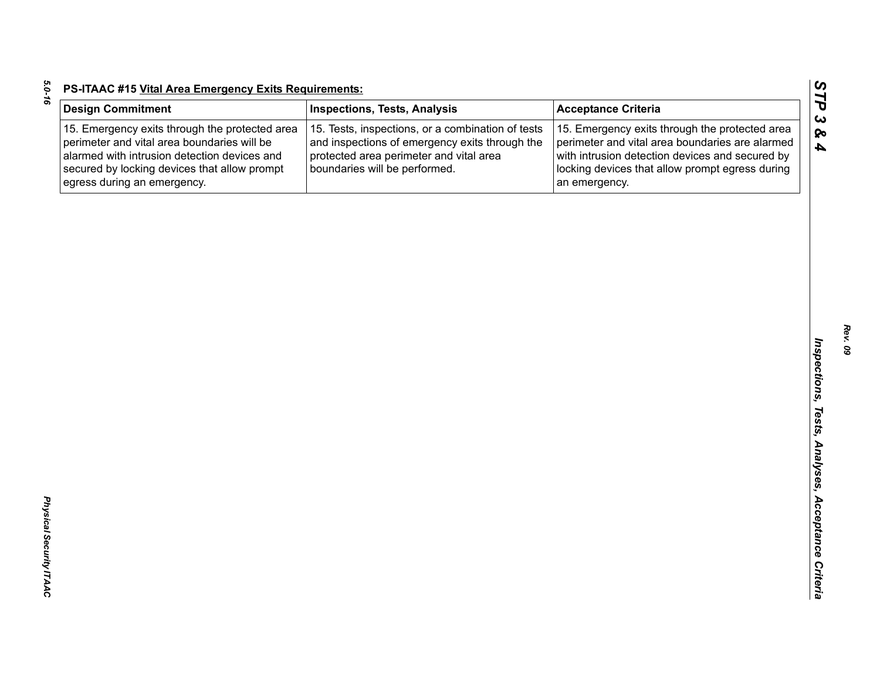**PS-ITAAC #15 Vital Area Emergency Exits Requirements:**

| Design Commitment | Inspections, Tests, Analysis | Acceptance Criteria |
|---|---|---|
| 15. Emergency exits through the protected area perimeter and vital area boundaries will be alarmed with intrusion detection devices and secured by locking devices that allow prompt egress during an emergency. | 15. Tests, inspections, or a combination of tests and inspections of emergency exits through the protected area perimeter and vital area boundaries will be performed. | 15. Emergency exits through the protected area perimeter and vital area boundaries are alarmed with intrusion detection devices and secured by locking devices that allow prompt egress during an emergency. |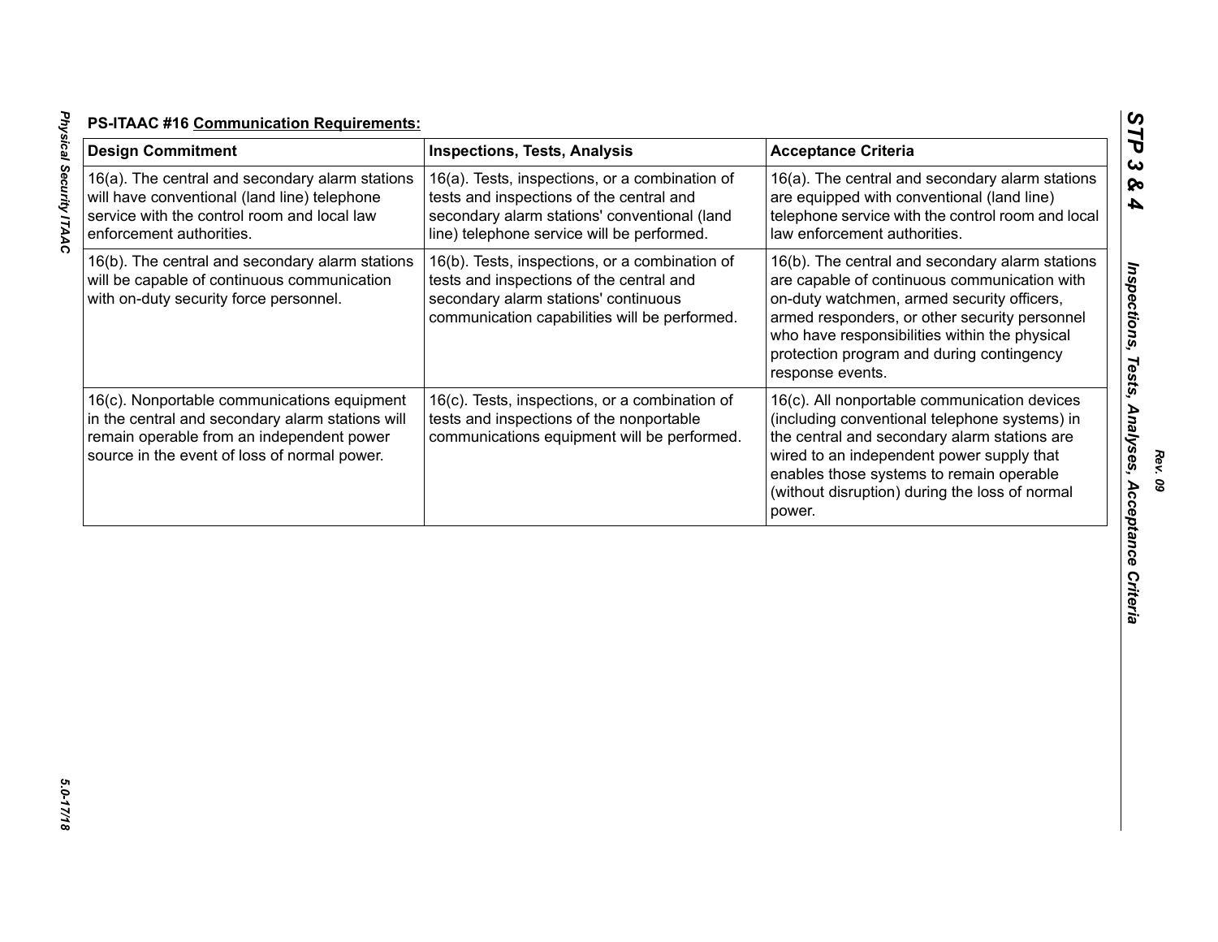**PS-ITAAC #16 Communication Requirements:**

| Design Commitment | Inspections, Tests, Analysis | Acceptance Criteria |
|---|---|---|
| 16(a). The central and secondary alarm stations will have conventional (land line) telephone service with the control room and local law enforcement authorities. | 16(a). Tests, inspections, or a combination of tests and inspections of the central and secondary alarm stations' conventional (land line) telephone service will be performed. | 16(a). The central and secondary alarm stations are equipped with conventional (land line) telephone service with the control room and local law enforcement authorities. |
| 16(b). The central and secondary alarm stations will be capable of continuous communication with on-duty security force personnel. | 16(b). Tests, inspections, or a combination of tests and inspections of the central and secondary alarm stations' continuous communication capabilities will be performed. | 16(b). The central and secondary alarm stations are capable of continuous communication with on-duty watchmen, armed security officers, armed responders, or other security personnel who have responsibilities within the physical protection program and during contingency response events. |
| 16(c). Nonportable communications equipment in the central and secondary alarm stations will remain operable from an independent power source in the event of loss of normal power. | 16(c). Tests, inspections, or a combination of tests and inspections of the nonportable communications equipment will be performed. | 16(c). All nonportable communication devices (including conventional telephone systems) in the central and secondary alarm stations are wired to an independent power supply that enables those systems to remain operable (without disruption) during the loss of normal power. |